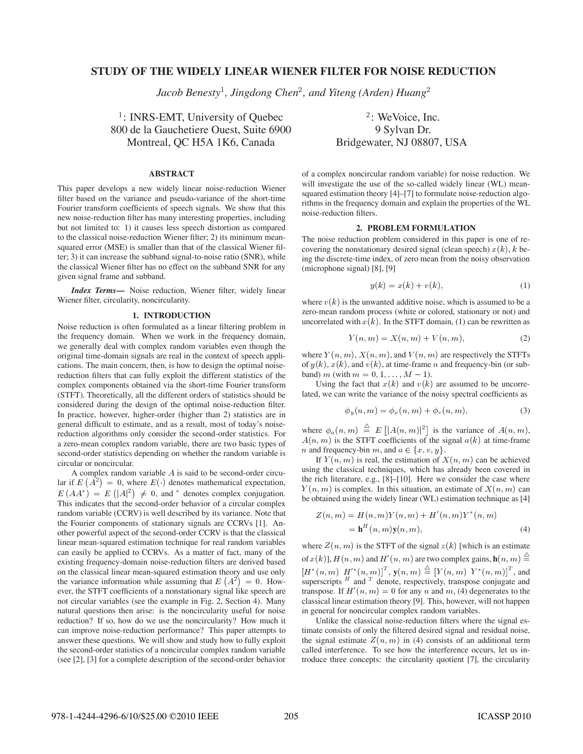# STUDY OF THE WIDELY LINEAR WIENER FILTER FOR NOISE REDUCTION

*Jacob Benesty*[1], *Jingdong Chen*[2], *and Yiteng (Arden) Huang*[2]

[1]: INRS-EMT, University of Quebec
800 de la Gauchetiere Ouest, Suite 6900
Montreal, QC H5A 1K6, Canada

[2]: WeVoice, Inc.
9 Sylvan Dr.
Bridgewater, NJ 08807, USA

## ABSTRACT

This paper develops a new widely linear noise-reduction Wiener filter based on the variance and pseudo-variance of the short-time Fourier transform coefficients of speech signals. We show that this new noise-reduction filter has many interesting properties, including but not limited to: 1) it causes less speech distortion as compared to the classical noise-reduction Wiener filter; 2) its minimum mean-squared error (MSE) is smaller than that of the classical Wiener filter; 3) it can increase the subband signal-to-noise ratio (SNR), while the classical Wiener filter has no effect on the subband SNR for any given signal frame and subband.

***Index Terms***— Noise reduction, Wiener filter, widely linear Wiener filter, circularity, noncircularity.

## 1. INTRODUCTION

Noise reduction is often formulated as a linear filtering problem in the frequency domain. When we work in the frequency domain, we generally deal with complex random variables even though the original time-domain signals are real in the context of speech applications. The main concern, then, is how to design the optimal noise-reduction filters that can fully exploit the different statistics of the complex components obtained via the short-time Fourier transform (STFT). Theoretically, all the different orders of statistics should be considered during the design of the optimal noise-reduction filter. In practice, however, higher-order (higher than 2) statistics are in general difficult to estimate, and as a result, most of today's noise-reduction algorithms only consider the second-order statistics. For a zero-mean complex random variable, there are two basic types of second-order statistics depending on whether the random variable is circular or noncircular.

A complex random variable $A$ is said to be second-order circular if $E\left(A^2\right) = 0$, where $E(\cdot)$ denotes mathematical expectation, $E\left(AA^*\right) = E\left(|A|^2\right) \neq 0$, and $^*$ denotes complex conjugation. This indicates that the second-order behavior of a circular complex random variable (CCRV) is well described by its variance. Note that the Fourier components of stationary signals are CCRVs [1]. Another powerful aspect of the second-order CCRV is that the classical linear mean-squared estimation technique for real random variables can easily be applied to CCRVs. As a matter of fact, many of the existing frequency-domain noise-reduction filters are derived based on the classical linear mean-squared estimation theory and use only the variance information while assuming that $E\left(A^2\right) = 0$. However, the STFT coefficients of a nonstationary signal like speech are not circular variables (see the example in Fig. 2, Section 4). Many natural questions then arise: is the noncircularity useful for noise reduction? If so, how do we use the noncircularity? How much it can improve noise-reduction performance? This paper attempts to answer these questions. We will show and study how to fully exploit the second-order statistics of a noncircular complex random variable (see [2], [3] for a complete description of the second-order behavior of a complex noncircular random variable) for noise reduction. We will investigate the use of the so-called widely linear (WL) mean-squared estimation theory [4]–[7] to formulate noise-reduction algorithms in the frequency domain and explain the properties of the WL noise-reduction filters.

## 2. PROBLEM FORMULATION

The noise reduction problem considered in this paper is one of recovering the nonstationary desired signal (clean speech) $x(k)$, $k$ being the discrete-time index, of zero mean from the noisy observation (microphone signal) [8], [9]

$$y(k) = x(k) + v(k), \tag{1}$$

where $v(k)$ is the unwanted additive noise, which is assumed to be a zero-mean random process (white or colored, stationary or not) and uncorrelated with $x(k)$. In the STFT domain, (1) can be rewritten as

$$Y(n,m) = X(n,m) + V(n,m), \tag{2}$$

where $Y(n,m)$, $X(n,m)$, and $V(n,m)$ are respectively the STFTs of $y(k)$, $x(k)$, and $v(k)$, at time-frame $n$ and frequency-bin (or subband) $m$ (with $m = 0, 1, \ldots, M-1$).

Using the fact that $x(k)$ and $v(k)$ are assumed to be uncorrelated, we can write the variance of the noisy spectral coefficients as

$$\phi_y(n,m) = \phi_x(n,m) + \phi_v(n,m), \tag{3}$$

where $\phi_a(n,m) \stackrel{\triangle}{=} E\left[|A(n,m)|^2\right]$ is the variance of $A(n,m)$, $A(n,m)$ is the STFT coefficients of the signal $a(k)$ at time-frame $n$ and frequency-bin $m$, and $a \in \{x, v, y\}$.

If $Y(n,m)$ is real, the estimation of $X(n,m)$ can be achieved using the classical techniques, which has already been covered in the rich literature, e.g., [8]–[10]. Here we consider the case where $Y(n,m)$ is complex. In this situation, an estimate of $X(n,m)$ can be obtained using the widely linear (WL) estimation technique as [4]

$$\begin{aligned} Z(n,m) &= H(n,m)Y(n,m) + H'(n,m)Y^*(n,m) \\ &= \mathbf{h}^H(n,m)\mathbf{y}(n,m), \end{aligned} \tag{4}$$

where $Z(n,m)$ is the STFT of the signal $z(k)$ [which is an estimate of $x(k)$], $H(n,m)$ and $H'(n,m)$ are two complex gains, $\mathbf{h}(n,m) \stackrel{\triangle}{=} \left[H^*(n,m) \;\; H'^*(n,m)\right]^T$, $\mathbf{y}(n,m) \stackrel{\triangle}{=} \left[Y(n,m) \;\; Y^*(n,m)\right]^T$, and superscripts $^H$ and $^T$ denote, respectively, transpose conjugate and transpose. If $H'(n,m) = 0$ for any $n$ and $m$, (4) degenerates to the classical linear estimation theory [9]. This, however, will not happen in general for noncircular complex random variables.

Unlike the classical noise-reduction filters where the signal estimate consists of only the filtered desired signal and residual noise, the signal estimate $Z(n,m)$ in (4) consists of an additional term called interference. To see how the interference occurs, let us introduce three concepts: the circularity quotient [7], the circularity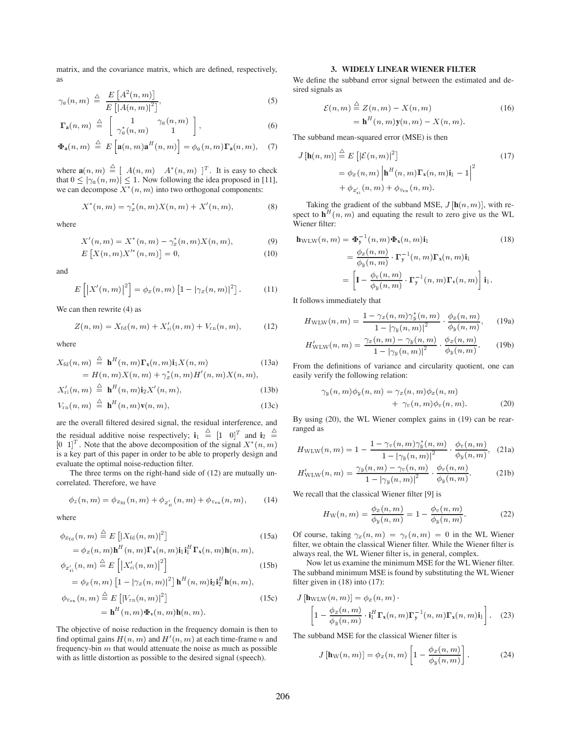matrix, and the covariance matrix, which are defined, respectively, as

$$\gamma_a(n,m) \stackrel{\triangle}{=} \frac{E\left[A^2(n,m)\right]}{E\left[|A(n,m)|^2\right]}, \tag{5}$$

$$\mathbf{\Gamma_a}(n,m) \stackrel{\triangle}{=} \begin{bmatrix} 1 & \gamma_a(n,m) \\ \gamma_a^*(n,m) & 1 \end{bmatrix}, \tag{6}$$

$$\mathbf{\Phi_a}(n,m) \stackrel{\triangle}{=} E\left[\mathbf{a}(n,m)\mathbf{a}^H(n,m)\right] = \phi_a(n,m)\mathbf{\Gamma_a}(n,m), \tag{7}$$

where $\mathbf{a}(n,m) \stackrel{\triangle}{=} [\ A(n,m) \quad A^*(n,m)\ ]^T$. It is easy to check that $0 \leq |\gamma_a(n,m)| \leq 1$. Now following the idea proposed in [11], we can decompose $X^*(n,m)$ into two orthogonal components:

$$X^*(n,m) = \gamma_x^*(n,m)X(n,m) + X'(n,m), \tag{8}$$

where

$$X'(n,m) = X^*(n,m) - \gamma_x^*(n,m)X(n,m), \tag{9}$$

$$E\left[X(n,m)X'^*(n,m)\right] = 0, \tag{10}$$

and

$$E\left[\left|X'(n,m)\right|^2\right] = \phi_x(n,m)\left[1 - |\gamma_x(n,m)|^2\right]. \tag{11}$$

We can then rewrite (4) as

$$Z(n,m) = X_{\text{fd}}(n,m) + X'_{\text{ri}}(n,m) + V_{\text{rn}}(n,m), \tag{12}$$

where

$$\begin{aligned} X_{\text{fd}}(n,m) &\stackrel{\triangle}{=} \mathbf{h}^H(n,m)\mathbf{\Gamma_x}(n,m)\mathbf{i}_1 X(n,m) \\ &= H(n,m)X(n,m) + \gamma_x^*(n,m)H'(n,m)X(n,m), \end{aligned} \tag{13a}$$

$$X'_{\text{ri}}(n,m) \stackrel{\triangle}{=} \mathbf{h}^H(n,m)\mathbf{i}_2 X'(n,m), \tag{13b}$$

$$V_{\text{rn}}(n,m) \stackrel{\triangle}{=} \mathbf{h}^H(n,m)\mathbf{v}(n,m), \tag{13c}$$

are the overall filtered desired signal, the residual interference, and the residual additive noise respectively; $\mathbf{i}_1 \stackrel{\triangle}{=} [1 \quad 0]^T$ and $\mathbf{i}_2 \stackrel{\triangle}{=} [0 \quad 1]^T$. Note that the above decomposition of the signal $X^*(n,m)$ is a key part of this paper in order to be able to properly design and evaluate the optimal noise-reduction filter.

The three terms on the right-hand side of (12) are mutually uncorrelated. Therefore, we have

$$\phi_z(n,m) = \phi_{x_{\text{fd}}}(n,m) + \phi_{x'_{\text{ri}}}(n,m) + \phi_{v_{\text{rn}}}(n,m), \tag{14}$$

where

$$\begin{aligned} \phi_{x_{\text{fd}}}(n,m) &\stackrel{\triangle}{=} E\left[|X_{\text{fd}}(n,m)|^2\right] \\ &= \phi_x(n,m)\mathbf{h}^H(n,m)\mathbf{\Gamma_x}(n,m)\mathbf{i}_1\mathbf{i}_1^H\mathbf{\Gamma_x}(n,m)\mathbf{h}(n,m), \end{aligned} \tag{15a}$$

$$\begin{aligned} \phi_{x'_{\text{ri}}}(n,m) &\stackrel{\triangle}{=} E\left[\left|X'_{\text{ri}}(n,m)\right|^2\right] \\ &= \phi_x(n,m)\left[1 - |\gamma_x(n,m)|^2\right]\mathbf{h}^H(n,m)\mathbf{i}_2\mathbf{i}_2^H\mathbf{h}(n,m), \end{aligned} \tag{15b}$$

$$\begin{aligned} \phi_{v_{\text{rn}}}(n,m) &\stackrel{\triangle}{=} E\left[|V_{\text{rn}}(n,m)|^2\right] \\ &= \mathbf{h}^H(n,m)\mathbf{\Phi_v}(n,m)\mathbf{h}(n,m). \end{aligned} \tag{15c}$$

The objective of noise reduction in the frequency domain is then to find optimal gains $H(n,m)$ and $H'(n,m)$ at each time-frame $n$ and frequency-bin $m$ that would attenuate the noise as much as possible with as little distortion as possible to the desired signal (speech).

## 3. WIDELY LINEAR WIENER FILTER

We define the subband error signal between the estimated and desired signals as

$$\begin{aligned} \mathcal{E}(n,m) &\stackrel{\triangle}{=} Z(n,m) - X(n,m) \\ &= \mathbf{h}^H(n,m)\mathbf{y}(n,m) - X(n,m). \end{aligned} \tag{16}$$

The subband mean-squared error (MSE) is then

$$\begin{aligned} J\left[\mathbf{h}(n,m)\right] &\stackrel{\triangle}{=} E\left[|\mathcal{E}(n,m)|^2\right] \\ &= \phi_x(n,m)\left|\mathbf{h}^H(n,m)\mathbf{\Gamma_x}(n,m)\mathbf{i}_1 - 1\right|^2 \\ &\quad + \phi_{x'_{\text{ri}}}(n,m) + \phi_{v_{\text{rn}}}(n,m). \end{aligned} \tag{17}$$

Taking the gradient of the subband MSE, $J\left[\mathbf{h}(n,m)\right]$, with respect to $\mathbf{h}^H(n,m)$ and equating the result to zero give us the WL Wiener filter:

$$\begin{aligned} \mathbf{h}_{\text{WLW}}(n,m) &= \mathbf{\Phi_y}^{-1}(n,m)\mathbf{\Phi_x}(n,m)\mathbf{i}_1 \\ &= \frac{\phi_x(n,m)}{\phi_y(n,m)} \cdot \mathbf{\Gamma_y}^{-1}(n,m)\mathbf{\Gamma_x}(n,m)\mathbf{i}_1 \\ &= \left[\mathbf{I} - \frac{\phi_v(n,m)}{\phi_y(n,m)} \cdot \mathbf{\Gamma_y}^{-1}(n,m)\mathbf{\Gamma_v}(n,m)\right]\mathbf{i}_1. \end{aligned} \tag{18}$$

It follows immediately that

$$H_{\text{WLW}}(n,m) = \frac{1 - \gamma_x(n,m)\gamma_y^*(n,m)}{1 - |\gamma_y(n,m)|^2} \cdot \frac{\phi_x(n,m)}{\phi_y(n,m)}, \tag{19a}$$

$$H'_{\text{WLW}}(n,m) = \frac{\gamma_x(n,m) - \gamma_y(n,m)}{1 - |\gamma_y(n,m)|^2} \cdot \frac{\phi_x(n,m)}{\phi_y(n,m)}. \tag{19b}$$

From the definitions of variance and circularity quotient, one can easily verify the following relation:

$$\begin{aligned} \gamma_y(n,m)\phi_y(n,m) &= \gamma_x(n,m)\phi_x(n,m) \\ &\quad + \gamma_v(n,m)\phi_v(n,m). \end{aligned} \tag{20}$$

By using (20), the WL Wiener complex gains in (19) can be rearranged as

$$H_{\text{WLW}}(n,m) = 1 - \frac{1 - \gamma_v(n,m)\gamma_y^*(n,m)}{1 - |\gamma_y(n,m)|^2} \cdot \frac{\phi_v(n,m)}{\phi_y(n,m)}, \tag{21a}$$

$$H'_{\text{WLW}}(n,m) = \frac{\gamma_y(n,m) - \gamma_v(n,m)}{1 - |\gamma_y(n,m)|^2} \cdot \frac{\phi_v(n,m)}{\phi_y(n,m)}. \tag{21b}$$

We recall that the classical Wiener filter [9] is

$$H_{\text{W}}(n,m) = \frac{\phi_x(n,m)}{\phi_y(n,m)} = 1 - \frac{\phi_v(n,m)}{\phi_y(n,m)}. \tag{22}$$

Of course, taking $\gamma_x(n,m) = \gamma_v(n,m) = 0$ in the WL Wiener filter, we obtain the classical Wiener filter. While the Wiener filter is always real, the WL Wiener filter is, in general, complex.

Now let us examine the minimum MSE for the WL Wiener filter. The subband minimum MSE is found by substituting the WL Wiener filter given in (18) into (17):

$$\begin{aligned} J\left[\mathbf{h}_{\text{WLW}}(n,m)\right] &= \phi_x(n,m) \cdot \\ &\left[1 - \frac{\phi_x(n,m)}{\phi_y(n,m)} \cdot \mathbf{i}_1^H\mathbf{\Gamma_x}(n,m)\mathbf{\Gamma_y}^{-1}(n,m)\mathbf{\Gamma_x}(n,m)\mathbf{i}_1\right]. \end{aligned} \tag{23}$$

The subband MSE for the classical Wiener filter is

$$J\left[\mathbf{h}_{\text{W}}(n,m)\right] = \phi_x(n,m)\left[1 - \frac{\phi_x(n,m)}{\phi_y(n,m)}\right]. \tag{24}$$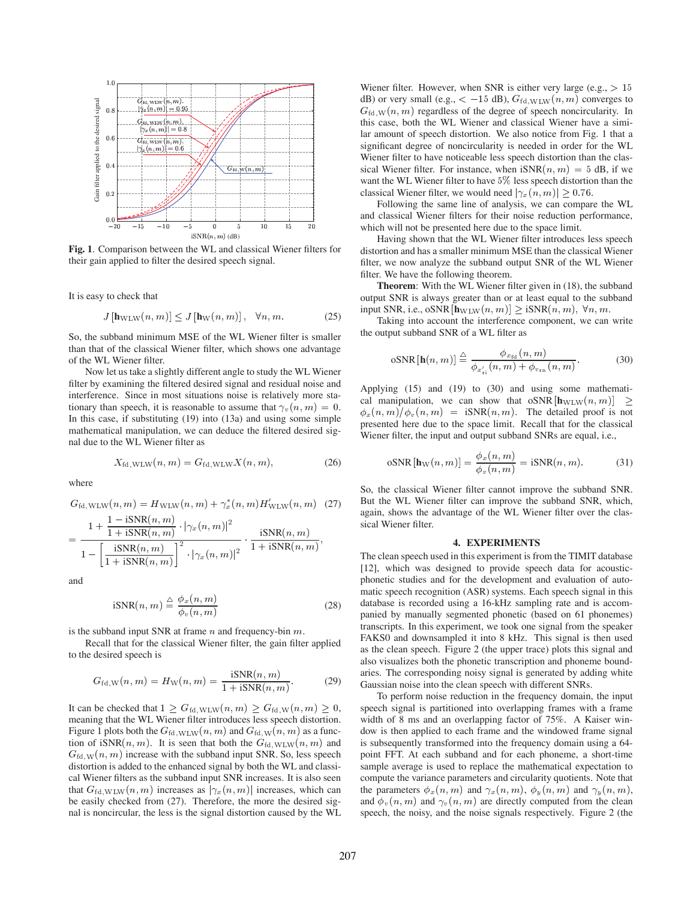**Fig. 1**. Comparison between the WL and classical Wiener filters for their gain applied to filter the desired speech signal.

It is easy to check that

$$J\left[\mathbf{h}_{\mathrm{WLW}}(n,m)\right] \leq J\left[\mathbf{h}_{\mathrm{W}}(n,m)\right], \quad \forall n,m. \tag{25}$$

So, the subband minimum MSE of the WL Wiener filter is smaller than that of the classical Wiener filter, which shows one advantage of the WL Wiener filter.

Now let us take a slightly different angle to study the WL Wiener filter by examining the filtered desired signal and residual noise and interference. Since in most situations noise is relatively more stationary than speech, it is reasonable to assume that $\gamma_v(n,m) = 0$. In this case, if substituting (19) into (13a) and using some simple mathematical manipulation, we can deduce the filtered desired signal due to the WL Wiener filter as

$$X_{\mathrm{fd,WLW}}(n,m) = G_{\mathrm{fd,WLW}} X(n,m), \tag{26}$$

where

$$G_{\mathrm{fd,WLW}}(n,m) = H_{\mathrm{WLW}}(n,m) + \gamma_x^*(n,m) H'_{\mathrm{WLW}}(n,m) \tag{27}$$

$$= \frac{1 + \dfrac{1 - \mathrm{iSNR}(n,m)}{1 + \mathrm{iSNR}(n,m)} \cdot |\gamma_x(n,m)|^2}{1 - \left[\dfrac{\mathrm{iSNR}(n,m)}{1 + \mathrm{iSNR}(n,m)}\right]^2 \cdot |\gamma_x(n,m)|^2} \cdot \frac{\mathrm{iSNR}(n,m)}{1 + \mathrm{iSNR}(n,m)},$$

and

$$\mathrm{iSNR}(n,m) \triangleq \frac{\phi_x(n,m)}{\phi_v(n,m)} \tag{28}$$

is the subband input SNR at frame $n$ and frequency-bin $m$.

Recall that for the classical Wiener filter, the gain filter applied to the desired speech is

$$G_{\mathrm{fd,W}}(n,m) = H_{\mathrm{W}}(n,m) = \frac{\mathrm{iSNR}(n,m)}{1 + \mathrm{iSNR}(n,m)}. \tag{29}$$

It can be checked that $1 \geq G_{\mathrm{fd,WLW}}(n,m) \geq G_{\mathrm{fd,W}}(n,m) \geq 0$, meaning that the WL Wiener filter introduces less speech distortion. Figure 1 plots both the $G_{\mathrm{fd,WLW}}(n,m)$ and $G_{\mathrm{fd,W}}(n,m)$ as a function of $\mathrm{iSNR}(n,m)$. It is seen that both the $G_{\mathrm{fd,WLW}}(n,m)$ and $G_{\mathrm{fd,W}}(n,m)$ increase with the subband input SNR. So, less speech distortion is added to the enhanced signal by both the WL and classical Wiener filters as the subband input SNR increases. It is also seen that $G_{\mathrm{fd,WLW}}(n,m)$ increases as $|\gamma_x(n,m)|$ increases, which can be easily checked from (27). Therefore, the more the desired signal is noncircular, the less is the signal distortion caused by the WL Wiener filter. However, when SNR is either very large (e.g., $> 15$ dB) or very small (e.g., $< -15$ dB), $G_{\mathrm{fd,WLW}}(n,m)$ converges to $G_{\mathrm{fd,W}}(n,m)$ regardless of the degree of speech noncircularity. In this case, both the WL Wiener and classical Wiener have a similar amount of speech distortion. We also notice from Fig. 1 that a significant degree of noncircularity is needed in order for the WL Wiener filter to have noticeable less speech distortion than the classical Wiener filter. For instance, when $\mathrm{iSNR}(n,m) = 5$ dB, if we want the WL Wiener filter to have $5\%$ less speech distortion than the classical Wiener filter, we would need $|\gamma_x(n,m)| \geq 0.76$.

Following the same line of analysis, we can compare the WL and classical Wiener filters for their noise reduction performance, which will not be presented here due to the space limit.

Having shown that the WL Wiener filter introduces less speech distortion and has a smaller minimum MSE than the classical Wiener filter, we now analyze the subband output SNR of the WL Wiener filter. We have the following theorem.

**Theorem**: With the WL Wiener filter given in (18), the subband output SNR is always greater than or at least equal to the subband input SNR, i.e., $\mathrm{oSNR}\left[\mathbf{h}_{\mathrm{WLW}}(n,m)\right] \geq \mathrm{iSNR}(n,m), \ \forall n,m$.

Taking into account the interference component, we can write the output subband SNR of a WL filter as

$$\mathrm{oSNR}\left[\mathbf{h}(n,m)\right] \triangleq \frac{\phi_{x_{\mathrm{fd}}}(n,m)}{\phi_{x'_{\mathrm{ri}}}(n,m) + \phi_{v_{\mathrm{rn}}}(n,m)}. \tag{30}$$

Applying (15) and (19) to (30) and using some mathematical manipulation, we can show that $\mathrm{oSNR}\left[\mathbf{h}_{\mathrm{WLW}}(n,m)\right] \geq \phi_x(n,m)/\phi_v(n,m) = \mathrm{iSNR}(n,m)$. The detailed proof is not presented here due to the space limit. Recall that for the classical Wiener filter, the input and output subband SNRs are equal, i.e.,

$$\mathrm{oSNR}\left[\mathbf{h}_{\mathrm{W}}(n,m)\right] = \frac{\phi_x(n,m)}{\phi_v(n,m)} = \mathrm{iSNR}(n,m). \tag{31}$$

So, the classical Wiener filter cannot improve the subband SNR. But the WL Wiener filter can improve the subband SNR, which, again, shows the advantage of the WL Wiener filter over the classical Wiener filter.

## 4. EXPERIMENTS

The clean speech used in this experiment is from the TIMIT database [12], which was designed to provide speech data for acoustic-phonetic studies and for the development and evaluation of automatic speech recognition (ASR) systems. Each speech signal in this database is recorded using a 16-kHz sampling rate and is accompanied by manually segmented phonetic (based on 61 phonemes) transcripts. In this experiment, we took one signal from the speaker FAKS0 and downsampled it into 8 kHz. This signal is then used as the clean speech. Figure 2 (the upper trace) plots this signal and also visualizes both the phonetic transcription and phoneme boundaries. The corresponding noisy signal is generated by adding white Gaussian noise into the clean speech with different SNRs.

To perform noise reduction in the frequency domain, the input speech signal is partitioned into overlapping frames with a frame width of 8 ms and an overlapping factor of 75%. A Kaiser window is then applied to each frame and the windowed frame signal is subsequently transformed into the frequency domain using a 64-point FFT. At each subband and for each phoneme, a short-time sample average is used to replace the mathematical expectation to compute the variance parameters and circularity quotients. Note that the parameters $\phi_x(n,m)$ and $\gamma_x(n,m)$, $\phi_y(n,m)$ and $\gamma_y(n,m)$, and $\phi_v(n,m)$ and $\gamma_v(n,m)$ are directly computed from the clean speech, the noisy, and the noise signals respectively. Figure 2 (the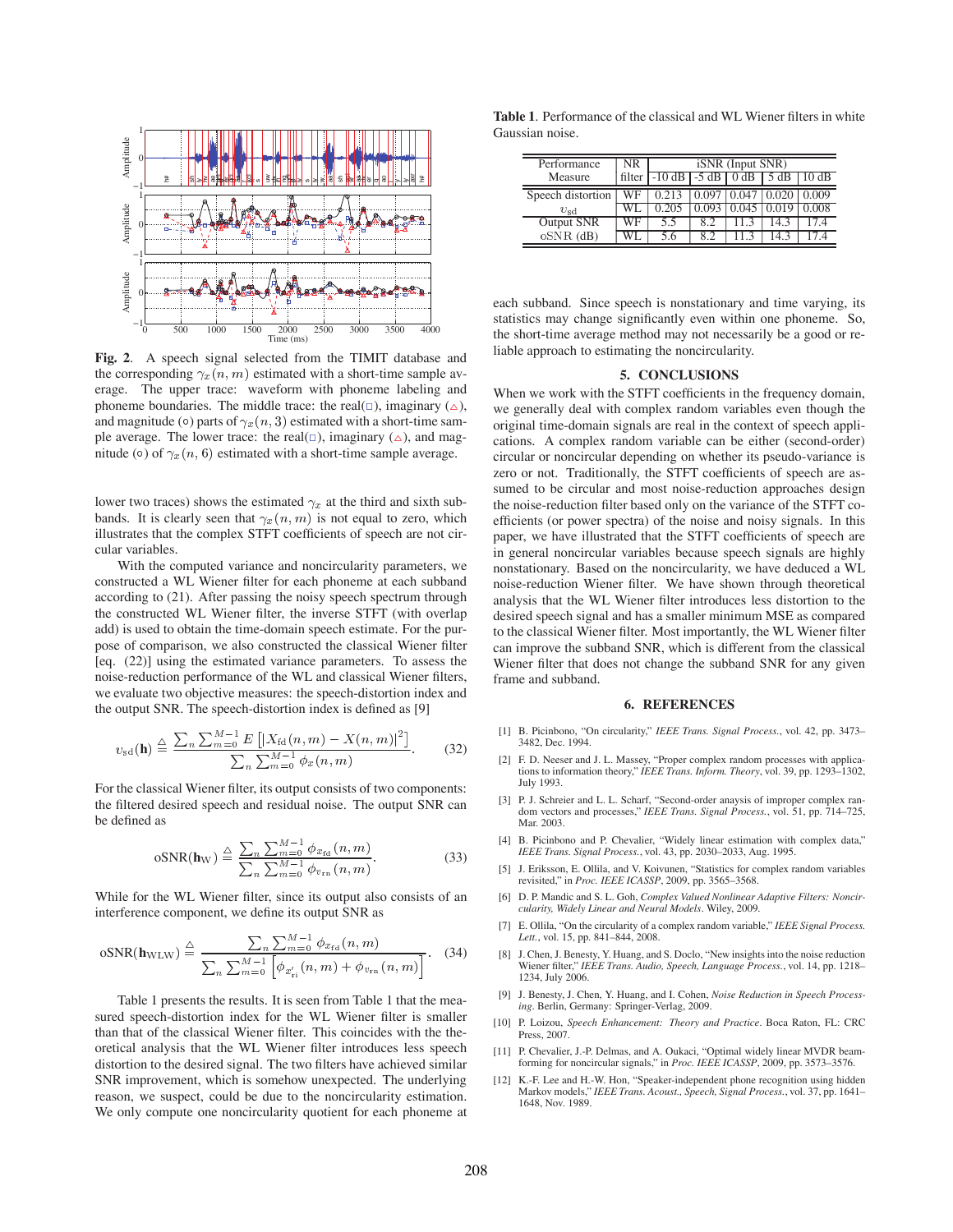Fig. 2. A speech signal selected from the TIMIT database and the corresponding $\gamma_x(n, m)$ estimated with a short-time sample average. The upper trace: waveform with phoneme labeling and phoneme boundaries. The middle trace: the real(□), imaginary (△), and magnitude (○) parts of $\gamma_x(n, 3)$ estimated with a short-time sample average. The lower trace: the real(□), imaginary (△), and magnitude (○) of $\gamma_x(n, 6)$ estimated with a short-time sample average.

lower two traces) shows the estimated $\gamma_x$ at the third and sixth subbands. It is clearly seen that $\gamma_x(n, m)$ is not equal to zero, which illustrates that the complex STFT coefficients of speech are not circular variables.

With the computed variance and noncircularity parameters, we constructed a WL Wiener filter for each phoneme at each subband according to (21). After passing the noisy speech spectrum through the constructed WL Wiener filter, the inverse STFT (with overlap add) is used to obtain the time-domain speech estimate. For the purpose of comparison, we also constructed the classical Wiener filter [eq. (22)] using the estimated variance parameters. To assess the noise-reduction performance of the WL and classical Wiener filters, we evaluate two objective measures: the speech-distortion index and the output SNR. The speech-distortion index is defined as [9]

$$
v_{\rm sd}(\mathbf{h}) \triangleq \frac{\sum_n \sum_{m=0}^{M-1} E\left[|X_{\rm fd}(n, m) - X(n, m)|^2\right]}{\sum_n \sum_{m=0}^{M-1} \phi_x(n, m)}. \tag{32}
$$

For the classical Wiener filter, its output consists of two components: the filtered desired speech and residual noise. The output SNR can be defined as

$$
\text{oSNR}(\mathbf{h}_{\rm W}) \triangleq \frac{\sum_n \sum_{m=0}^{M-1} \phi_{x_{\rm fd}}(n, m)}{\sum_n \sum_{m=0}^{M-1} \phi_{v_{\rm rn}}(n, m)}. \tag{33}
$$

While for the WL Wiener filter, since its output also consists of an interference component, we define its output SNR as

$$
\text{oSNR}(\mathbf{h}_{\rm WLW}) \triangleq \frac{\sum_n \sum_{m=0}^{M-1} \phi_{x_{\rm fd}}(n, m)}{\sum_n \sum_{m=0}^{M-1} \left[\phi_{x'_{\rm ri}}(n, m) + \phi_{v_{\rm rn}}(n, m)\right]}. \tag{34}
$$

Table 1 presents the results. It is seen from Table 1 that the measured speech-distortion index for the WL Wiener filter is smaller than that of the classical Wiener filter. This coincides with the theoretical analysis that the WL Wiener filter introduces less speech distortion to the desired signal. The two filters have achieved similar SNR improvement, which is somehow unexpected. The underlying reason, we suspect, could be due to the noncircularity estimation. We only compute one noncircularity quotient for each phoneme at each subband. Since speech is nonstationary and time varying, its statistics may change significantly even within one phoneme. So, the short-time average method may not necessarily be a good or reliable approach to estimating the noncircularity.

**Table 1**. Performance of the classical and WL Wiener filters in white Gaussian noise.

| Performance Measure | NR filter | iSNR (Input SNR) -10 dB | -5 dB | 0 dB | 5 dB | 10 dB |
|---|---|---|---|---|---|---|
| Speech distortion $v_{\rm sd}$ | WF | 0.213 | 0.097 | 0.047 | 0.020 | 0.009 |
| | WL | 0.205 | 0.093 | 0.045 | 0.019 | 0.008 |
| Output SNR oSNR (dB) | WF | 5.5 | 8.2 | 11.3 | 14.3 | 17.4 |
| | WL | 5.6 | 8.2 | 11.3 | 14.3 | 17.4 |

## 5. CONCLUSIONS

When we work with the STFT coefficients in the frequency domain, we generally deal with complex random variables even though the original time-domain signals are real in the context of speech applications. A complex random variable can be either (second-order) circular or noncircular depending on whether its pseudo-variance is zero or not. Traditionally, the STFT coefficients of speech are assumed to be circular and most noise-reduction approaches design the noise-reduction filter based only on the variance of the STFT coefficients (or power spectra) of the noise and noisy signals. In this paper, we have illustrated that the STFT coefficients of speech are in general noncircular variables because speech signals are highly nonstationary. Based on the noncircularity, we have deduced a WL noise-reduction Wiener filter. We have shown through theoretical analysis that the WL Wiener filter introduces less distortion to the desired speech signal and has a smaller minimum MSE as compared to the classical Wiener filter. Most importantly, the WL Wiener filter can improve the subband SNR, which is different from the classical Wiener filter that does not change the subband SNR for any given frame and subband.

## 6. REFERENCES

[1] B. Picinbono, "On circularity," *IEEE Trans. Signal Process.*, vol. 42, pp. 3473–3482, Dec. 1994.

[2] F. D. Neeser and J. L. Massey, "Proper complex random processes with applications to information theory," *IEEE Trans. Inform. Theory*, vol. 39, pp. 1293–1302, July 1993.

[3] P. J. Schreier and L. L. Scharf, "Second-order anaysis of improper complex random vectors and processes," *IEEE Trans. Signal Process.*, vol. 51, pp. 714–725, Mar. 2003.

[4] B. Picinbono and P. Chevalier, "Widely linear estimation with complex data," *IEEE Trans. Signal Process.*, vol. 43, pp. 2030–2033, Aug. 1995.

[5] J. Eriksson, E. Ollila, and V. Koivunen, "Statistics for complex random variables revisited," in *Proc. IEEE ICASSP*, 2009, pp. 3565–3568.

[6] D. P. Mandic and S. L. Goh, *Complex Valued Nonlinear Adaptive Filters: Noncircularity, Widely Linear and Neural Models*. Wiley, 2009.

[7] E. Ollila, "On the circularity of a complex random variable," *IEEE Signal Process. Lett.*, vol. 15, pp. 841–844, 2008.

[8] J. Chen, J. Benesty, Y. Huang, and S. Doclo, "New insights into the noise reduction Wiener filter," *IEEE Trans. Audio, Speech, Language Process.*, vol. 14, pp. 1218–1234, July 2006.

[9] J. Benesty, J. Chen, Y. Huang, and I. Cohen, *Noise Reduction in Speech Processing*. Berlin, Germany: Springer-Verlag, 2009.

[10] P. Loizou, *Speech Enhancement: Theory and Practice*. Boca Raton, FL: CRC Press, 2007.

[11] P. Chevalier, J.-P. Delmas, and A. Oukaci, "Optimal widely linear MVDR beamforming for noncircular signals," in *Proc. IEEE ICASSP*, 2009, pp. 3573–3576.

[12] K.-F. Lee and H.-W. Hon, "Speaker-independent phone recognition using hidden Markov models," *IEEE Trans. Acoust., Speech, Signal Process.*, vol. 37, pp. 1641–1648, Nov. 1989.